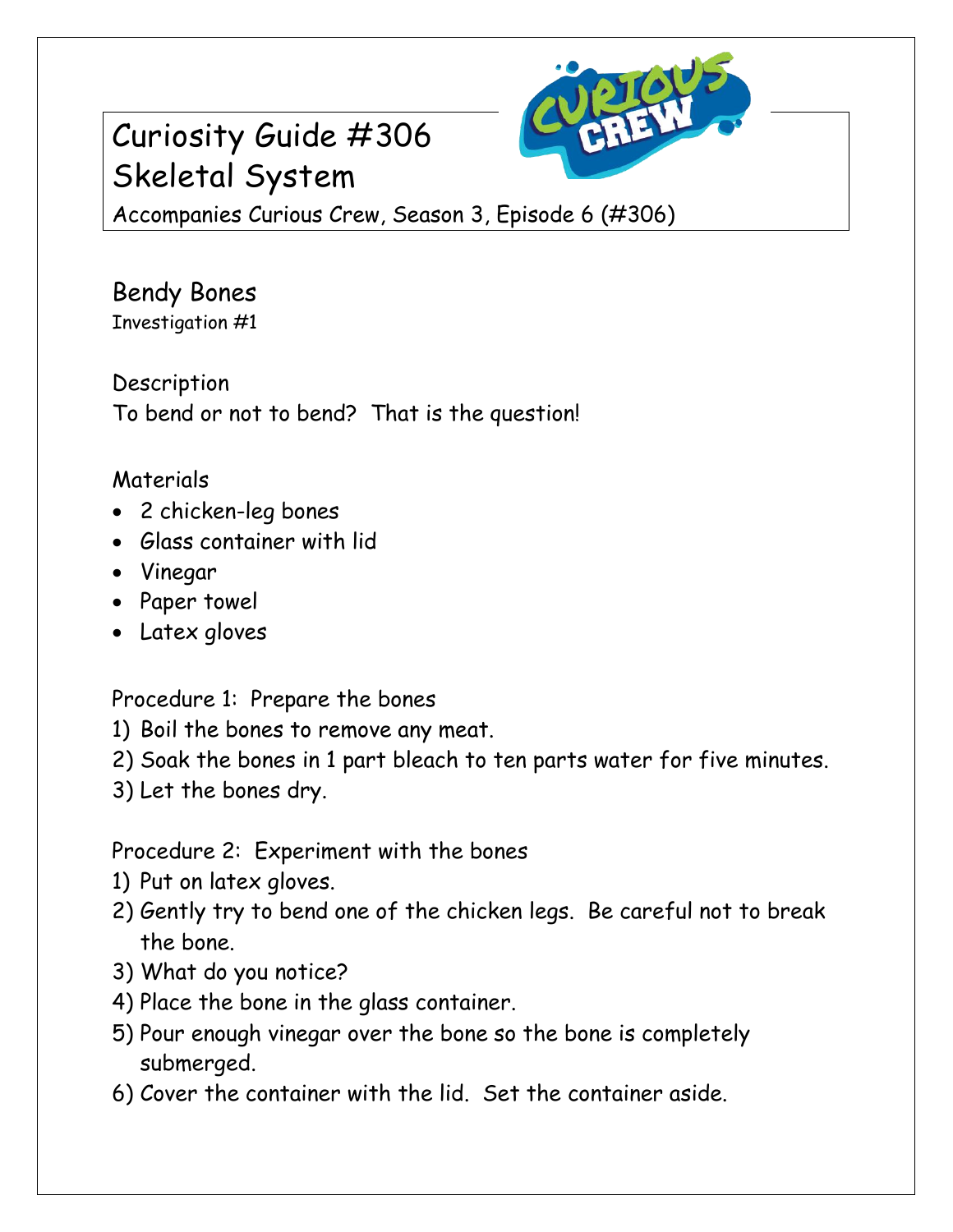# Curiosity Guide #306
# Skeletal System

Accompanies Curious Crew, Season 3, Episode 6 (#306)

## Bendy Bones

Investigation #1

### Description

To bend or not to bend? That is the question!

### Materials

- 2 chicken-leg bones
- Glass container with lid
- Vinegar
- Paper towel
- Latex gloves

### Procedure 1: Prepare the bones

1) Boil the bones to remove any meat.
2) Soak the bones in 1 part bleach to ten parts water for five minutes.
3) Let the bones dry.

### Procedure 2: Experiment with the bones

1) Put on latex gloves.
2) Gently try to bend one of the chicken legs. Be careful not to break the bone.
3) What do you notice?
4) Place the bone in the glass container.
5) Pour enough vinegar over the bone so the bone is completely submerged.
6) Cover the container with the lid. Set the container aside.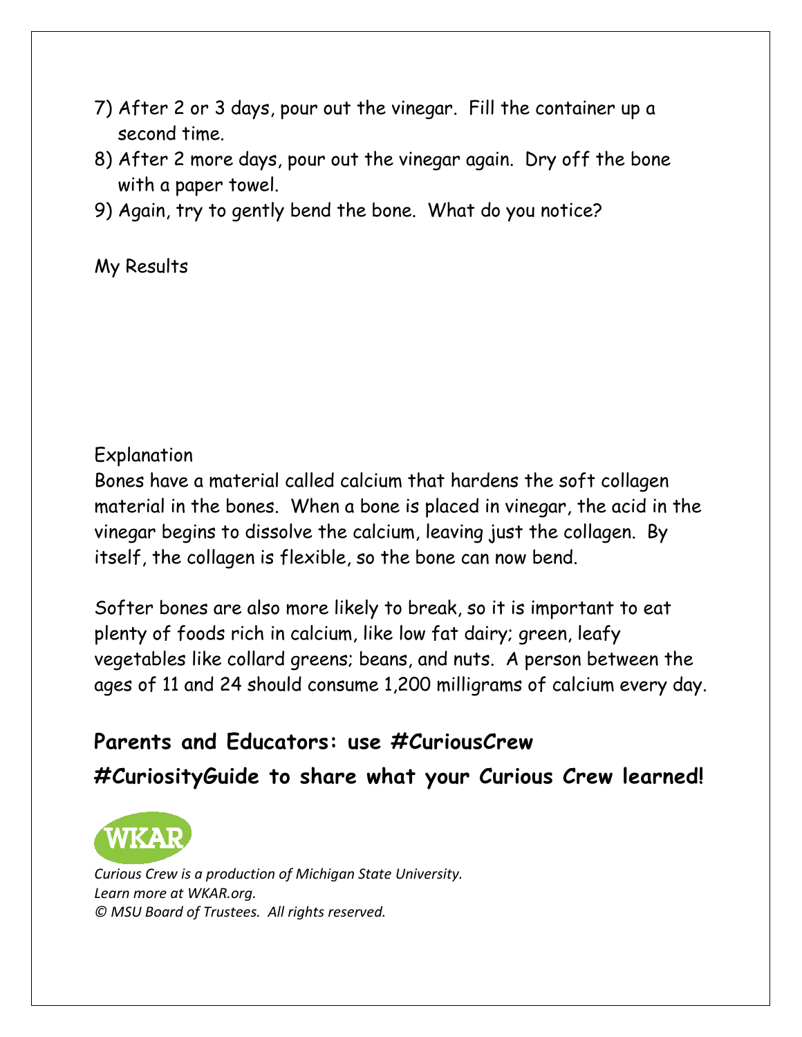7) After 2 or 3 days, pour out the vinegar. Fill the container up a second time.
8) After 2 more days, pour out the vinegar again. Dry off the bone with a paper towel.
9) Again, try to gently bend the bone. What do you notice?

My Results

Explanation

Bones have a material called calcium that hardens the soft collagen material in the bones. When a bone is placed in vinegar, the acid in the vinegar begins to dissolve the calcium, leaving just the collagen. By itself, the collagen is flexible, so the bone can now bend.

Softer bones are also more likely to break, so it is important to eat plenty of foods rich in calcium, like low fat dairy; green, leafy vegetables like collard greens; beans, and nuts. A person between the ages of 11 and 24 should consume 1,200 milligrams of calcium every day.

**Parents and Educators: use #CuriousCrew #CuriosityGuide to share what your Curious Crew learned!**

WKAR

*Curious Crew is a production of Michigan State University.*
*Learn more at WKAR.org.*
*© MSU Board of Trustees. All rights reserved.*